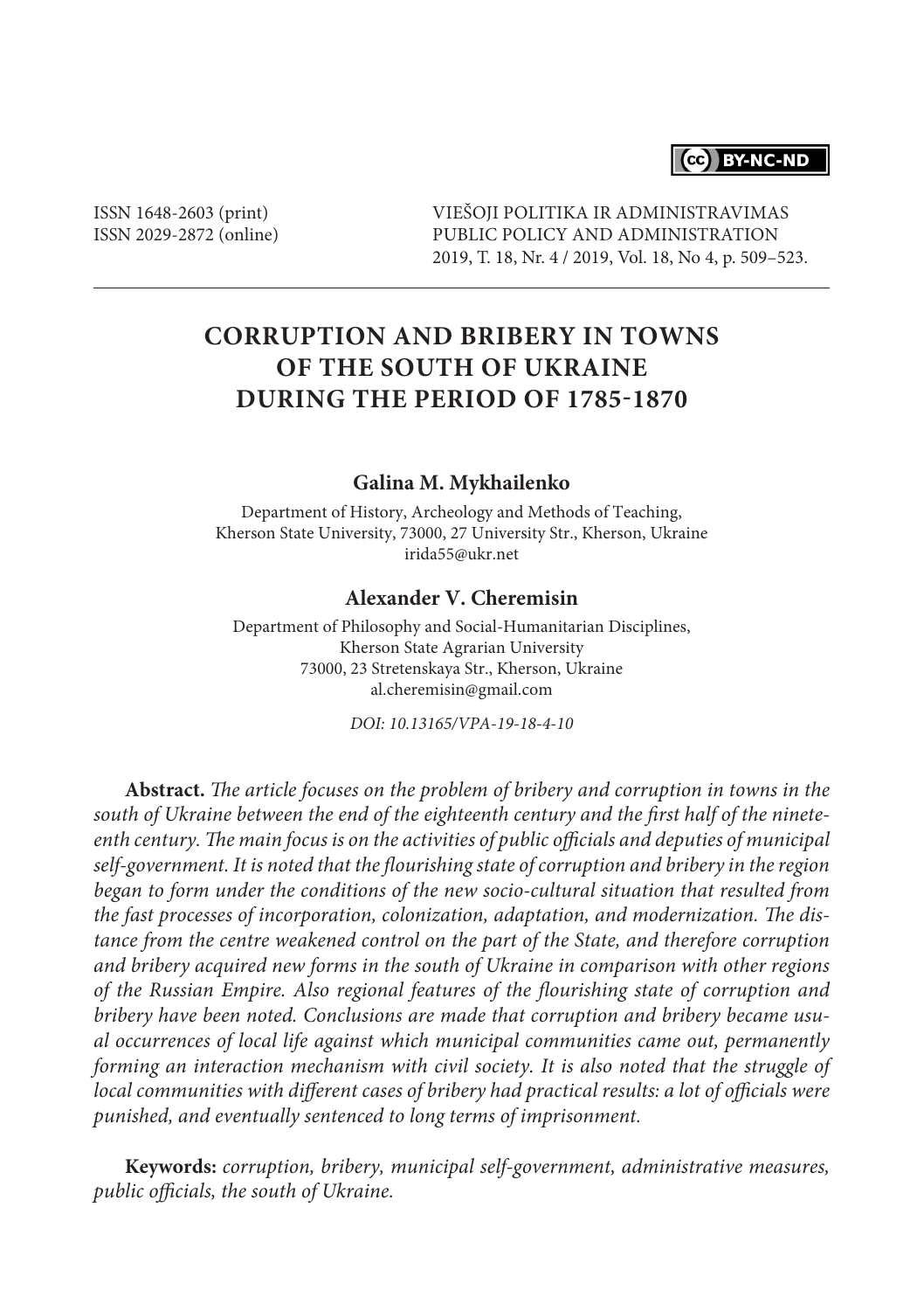ISSN 1648-2603 (print)
ISSN 2029-2872 (online)

VIEŠOJI POLITIKA IR ADMINISTRAVIMAS
PUBLIC POLICY AND ADMINISTRATION
2019, T. 18, Nr. 4 / 2019, Vol. 18, No 4, p. 509–523.

# CORRUPTION AND BRIBERY IN TOWNS OF THE SOUTH OF UKRAINE DURING THE PERIOD OF 1785-1870

**Galina M. Mykhailenko**

Department of History, Archeology and Methods of Teaching,
Kherson State University, 73000, 27 University Str., Kherson, Ukraine
irida55@ukr.net

**Alexander V. Cheremisin**

Department of Philosophy and Social-Humanitarian Disciplines,
Kherson State Agrarian University
73000, 23 Stretenskaya Str., Kherson, Ukraine
al.cheremisin@gmail.com

*DOI: 10.13165/VPA-19-18-4-10*

**Abstract.** *The article focuses on the problem of bribery and corruption in towns in the south of Ukraine between the end of the eighteenth century and the first half of the nineteenth century. The main focus is on the activities of public officials and deputies of municipal self-government. It is noted that the flourishing state of corruption and bribery in the region began to form under the conditions of the new socio-cultural situation that resulted from the fast processes of incorporation, colonization, adaptation, and modernization. The distance from the centre weakened control on the part of the State, and therefore corruption and bribery acquired new forms in the south of Ukraine in comparison with other regions of the Russian Empire. Also regional features of the flourishing state of corruption and bribery have been noted. Conclusions are made that corruption and bribery became usual occurrences of local life against which municipal communities came out, permanently forming an interaction mechanism with civil society. It is also noted that the struggle of local communities with different cases of bribery had practical results: a lot of officials were punished, and eventually sentenced to long terms of imprisonment.*

**Keywords:** *corruption, bribery, municipal self-government, administrative measures, public officials, the south of Ukraine.*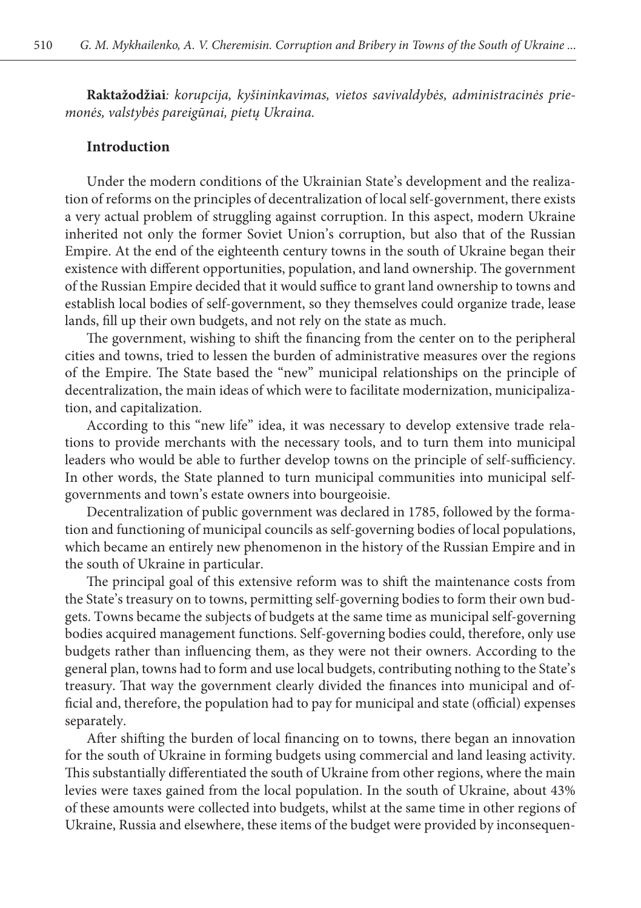**Raktažodžiai***: korupcija, kyšininkavimas, vietos savivaldybės, administracinės priemonės, valstybės pareigūnai, pietų Ukraina.*

## Introduction

Under the modern conditions of the Ukrainian State's development and the realization of reforms on the principles of decentralization of local self-government, there exists a very actual problem of struggling against corruption. In this aspect, modern Ukraine inherited not only the former Soviet Union's corruption, but also that of the Russian Empire. At the end of the eighteenth century towns in the south of Ukraine began their existence with different opportunities, population, and land ownership. The government of the Russian Empire decided that it would suffice to grant land ownership to towns and establish local bodies of self-government, so they themselves could organize trade, lease lands, fill up their own budgets, and not rely on the state as much.

The government, wishing to shift the financing from the center on to the peripheral cities and towns, tried to lessen the burden of administrative measures over the regions of the Empire. The State based the "new" municipal relationships on the principle of decentralization, the main ideas of which were to facilitate modernization, municipalization, and capitalization.

According to this "new life" idea, it was necessary to develop extensive trade relations to provide merchants with the necessary tools, and to turn them into municipal leaders who would be able to further develop towns on the principle of self-sufficiency. In other words, the State planned to turn municipal communities into municipal self-governments and town's estate owners into bourgeoisie.

Decentralization of public government was declared in 1785, followed by the formation and functioning of municipal councils as self-governing bodies of local populations, which became an entirely new phenomenon in the history of the Russian Empire and in the south of Ukraine in particular.

The principal goal of this extensive reform was to shift the maintenance costs from the State's treasury on to towns, permitting self-governing bodies to form their own budgets. Towns became the subjects of budgets at the same time as municipal self-governing bodies acquired management functions. Self-governing bodies could, therefore, only use budgets rather than influencing them, as they were not their owners. According to the general plan, towns had to form and use local budgets, contributing nothing to the State's treasury. That way the government clearly divided the finances into municipal and official and, therefore, the population had to pay for municipal and state (official) expenses separately.

After shifting the burden of local financing on to towns, there began an innovation for the south of Ukraine in forming budgets using commercial and land leasing activity. This substantially differentiated the south of Ukraine from other regions, where the main levies were taxes gained from the local population. In the south of Ukraine, about 43% of these amounts were collected into budgets, whilst at the same time in other regions of Ukraine, Russia and elsewhere, these items of the budget were provided by inconsequen-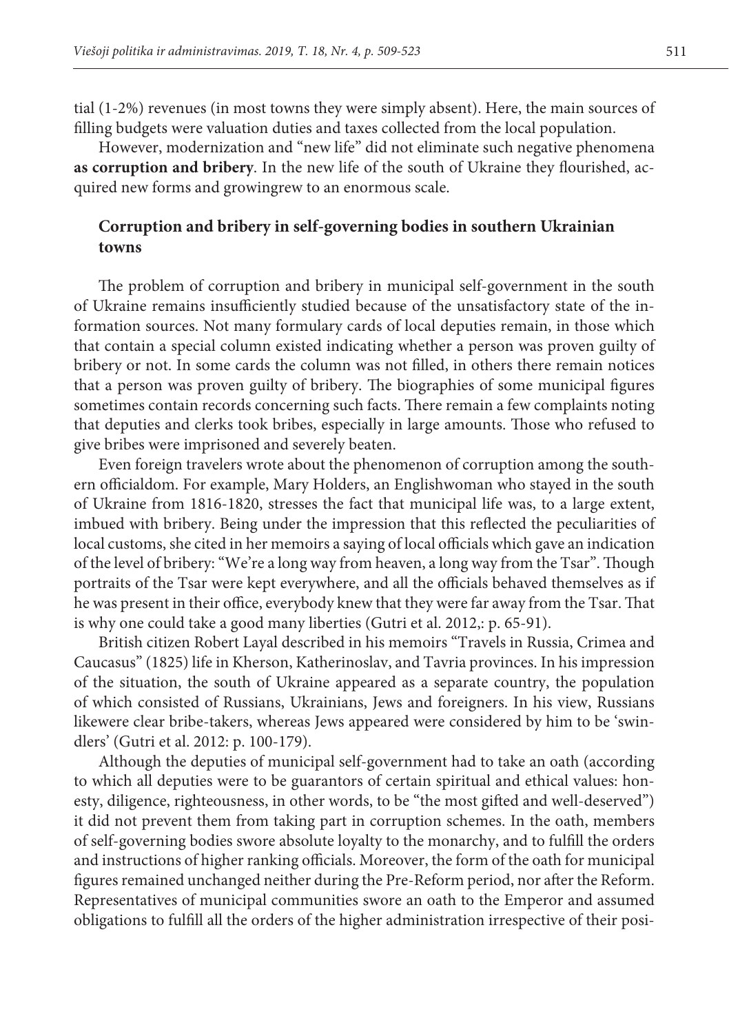tial (1-2%) revenues (in most towns they were simply absent). Here, the main sources of filling budgets were valuation duties and taxes collected from the local population.

However, modernization and "new life" did not eliminate such negative phenomena **as corruption and bribery**. In the new life of the south of Ukraine they flourished, acquired new forms and growingrew to an enormous scale.

## Corruption and bribery in self-governing bodies in southern Ukrainian towns

The problem of corruption and bribery in municipal self-government in the south of Ukraine remains insufficiently studied because of the unsatisfactory state of the information sources. Not many formulary cards of local deputies remain, in those which that contain a special column existed indicating whether a person was proven guilty of bribery or not. In some cards the column was not filled, in others there remain notices that a person was proven guilty of bribery. The biographies of some municipal figures sometimes contain records concerning such facts. There remain a few complaints noting that deputies and clerks took bribes, especially in large amounts. Those who refused to give bribes were imprisoned and severely beaten.

Even foreign travelers wrote about the phenomenon of corruption among the southern officialdom. For example, Mary Holders, an Englishwoman who stayed in the south of Ukraine from 1816-1820, stresses the fact that municipal life was, to a large extent, imbued with bribery. Being under the impression that this reflected the peculiarities of local customs, she cited in her memoirs a saying of local officials which gave an indication of the level of bribery: "We're a long way from heaven, a long way from the Tsar". Though portraits of the Tsar were kept everywhere, and all the officials behaved themselves as if he was present in their office, everybody knew that they were far away from the Tsar. That is why one could take a good many liberties (Gutri et al. 2012,: p. 65-91).

British citizen Robert Layal described in his memoirs "Travels in Russia, Crimea and Caucasus" (1825) life in Kherson, Katherinoslav, and Tavria provinces. In his impression of the situation, the south of Ukraine appeared as a separate country, the population of which consisted of Russians, Ukrainians, Jews and foreigners. In his view, Russians likewere clear bribe-takers, whereas Jews appeared were considered by him to be 'swindlers' (Gutri et al. 2012: p. 100-179).

Although the deputies of municipal self-government had to take an oath (according to which all deputies were to be guarantors of certain spiritual and ethical values: honesty, diligence, righteousness, in other words, to be "the most gifted and well-deserved") it did not prevent them from taking part in corruption schemes. In the oath, members of self-governing bodies swore absolute loyalty to the monarchy, and to fulfill the orders and instructions of higher ranking officials. Moreover, the form of the oath for municipal figures remained unchanged neither during the Pre-Reform period, nor after the Reform. Representatives of municipal communities swore an oath to the Emperor and assumed obligations to fulfill all the orders of the higher administration irrespective of their posi-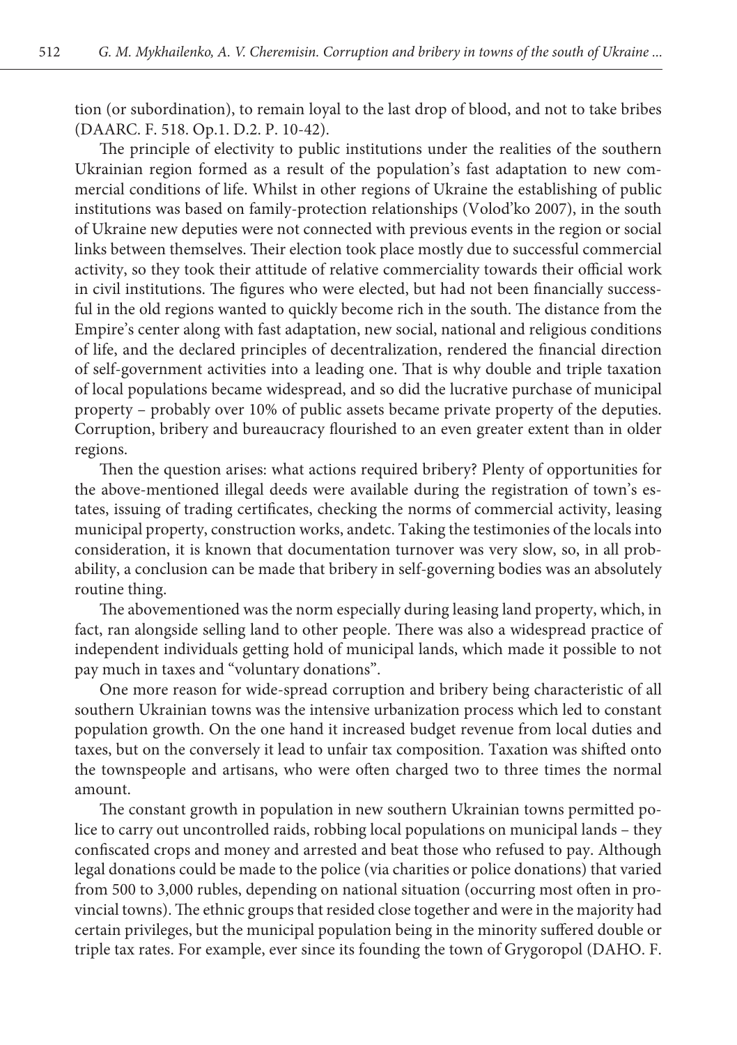tion (or subordination), to remain loyal to the last drop of blood, and not to take bribes (DAARC. F. 518. Op.1. D.2. P. 10-42).

The principle of electivity to public institutions under the realities of the southern Ukrainian region formed as a result of the population's fast adaptation to new commercial conditions of life. Whilst in other regions of Ukraine the establishing of public institutions was based on family-protection relationships (Volod'ko 2007), in the south of Ukraine new deputies were not connected with previous events in the region or social links between themselves. Their election took place mostly due to successful commercial activity, so they took their attitude of relative commerciality towards their official work in civil institutions. The figures who were elected, but had not been financially successful in the old regions wanted to quickly become rich in the south. The distance from the Empire's center along with fast adaptation, new social, national and religious conditions of life, and the declared principles of decentralization, rendered the financial direction of self-government activities into a leading one. That is why double and triple taxation of local populations became widespread, and so did the lucrative purchase of municipal property – probably over 10% of public assets became private property of the deputies. Corruption, bribery and bureaucracy flourished to an even greater extent than in older regions.

Then the question arises: what actions required bribery? Plenty of opportunities for the above-mentioned illegal deeds were available during the registration of town's estates, issuing of trading certificates, checking the norms of commercial activity, leasing municipal property, construction works, andetc. Taking the testimonies of the locals into consideration, it is known that documentation turnover was very slow, so, in all probability, a conclusion can be made that bribery in self-governing bodies was an absolutely routine thing.

The abovementioned was the norm especially during leasing land property, which, in fact, ran alongside selling land to other people. There was also a widespread practice of independent individuals getting hold of municipal lands, which made it possible to not pay much in taxes and "voluntary donations".

One more reason for wide-spread corruption and bribery being characteristic of all southern Ukrainian towns was the intensive urbanization process which led to constant population growth. On the one hand it increased budget revenue from local duties and taxes, but on the conversely it lead to unfair tax composition. Taxation was shifted onto the townspeople and artisans, who were often charged two to three times the normal amount.

The constant growth in population in new southern Ukrainian towns permitted police to carry out uncontrolled raids, robbing local populations on municipal lands – they confiscated crops and money and arrested and beat those who refused to pay. Although legal donations could be made to the police (via charities or police donations) that varied from 500 to 3,000 rubles, depending on national situation (occurring most often in provincial towns). The ethnic groups that resided close together and were in the majority had certain privileges, but the municipal population being in the minority suffered double or triple tax rates. For example, ever since its founding the town of Grygoropol (DAHO. F.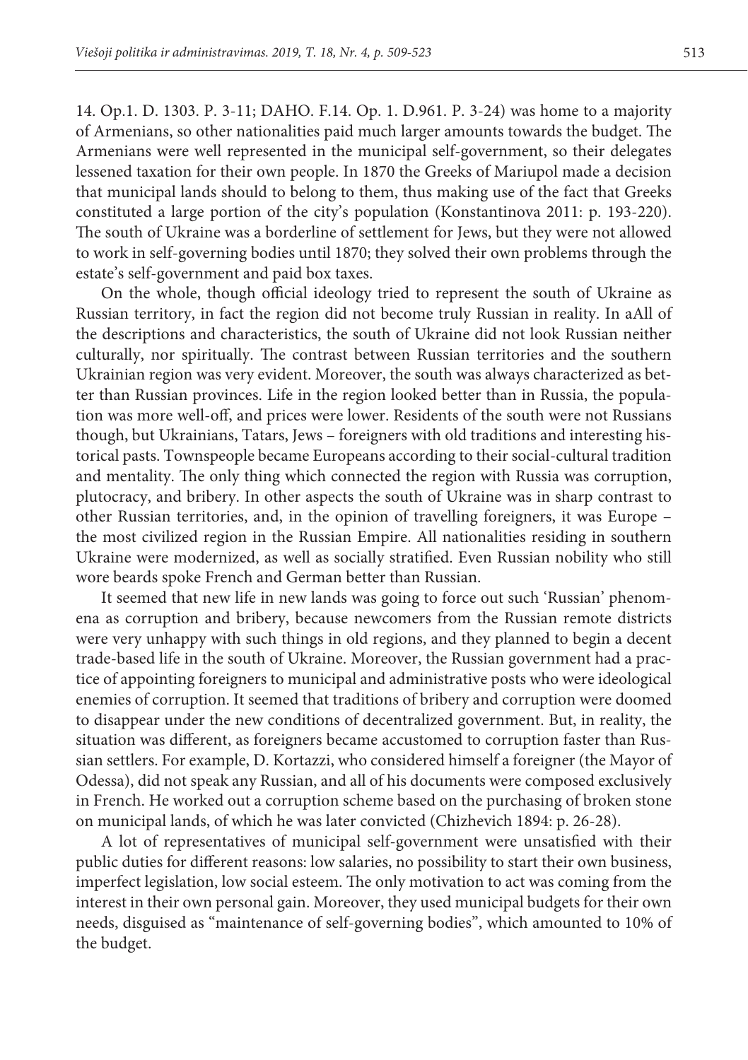14. Op.1. D. 1303. P. 3-11; DAHO. F.14. Op. 1. D.961. P. 3-24) was home to a majority of Armenians, so other nationalities paid much larger amounts towards the budget. The Armenians were well represented in the municipal self-government, so their delegates lessened taxation for their own people. In 1870 the Greeks of Mariupol made a decision that municipal lands should to belong to them, thus making use of the fact that Greeks constituted a large portion of the city's population (Konstantinova 2011: p. 193-220). The south of Ukraine was a borderline of settlement for Jews, but they were not allowed to work in self-governing bodies until 1870; they solved their own problems through the estate's self-government and paid box taxes.

On the whole, though official ideology tried to represent the south of Ukraine as Russian territory, in fact the region did not become truly Russian in reality. In aAll of the descriptions and characteristics, the south of Ukraine did not look Russian neither culturally, nor spiritually. The contrast between Russian territories and the southern Ukrainian region was very evident. Moreover, the south was always characterized as better than Russian provinces. Life in the region looked better than in Russia, the population was more well-off, and prices were lower. Residents of the south were not Russians though, but Ukrainians, Tatars, Jews – foreigners with old traditions and interesting historical pasts. Townspeople became Europeans according to their social-cultural tradition and mentality. The only thing which connected the region with Russia was corruption, plutocracy, and bribery. In other aspects the south of Ukraine was in sharp contrast to other Russian territories, and, in the opinion of travelling foreigners, it was Europe – the most civilized region in the Russian Empire. All nationalities residing in southern Ukraine were modernized, as well as socially stratified. Even Russian nobility who still wore beards spoke French and German better than Russian.

It seemed that new life in new lands was going to force out such 'Russian' phenomena as corruption and bribery, because newcomers from the Russian remote districts were very unhappy with such things in old regions, and they planned to begin a decent trade-based life in the south of Ukraine. Moreover, the Russian government had a practice of appointing foreigners to municipal and administrative posts who were ideological enemies of corruption. It seemed that traditions of bribery and corruption were doomed to disappear under the new conditions of decentralized government. But, in reality, the situation was different, as foreigners became accustomed to corruption faster than Russian settlers. For example, D. Kortazzi, who considered himself a foreigner (the Mayor of Odessa), did not speak any Russian, and all of his documents were composed exclusively in French. He worked out a corruption scheme based on the purchasing of broken stone on municipal lands, of which he was later convicted (Chizhevich 1894: p. 26-28).

A lot of representatives of municipal self-government were unsatisfied with their public duties for different reasons: low salaries, no possibility to start their own business, imperfect legislation, low social esteem. The only motivation to act was coming from the interest in their own personal gain. Moreover, they used municipal budgets for their own needs, disguised as "maintenance of self-governing bodies", which amounted to 10% of the budget.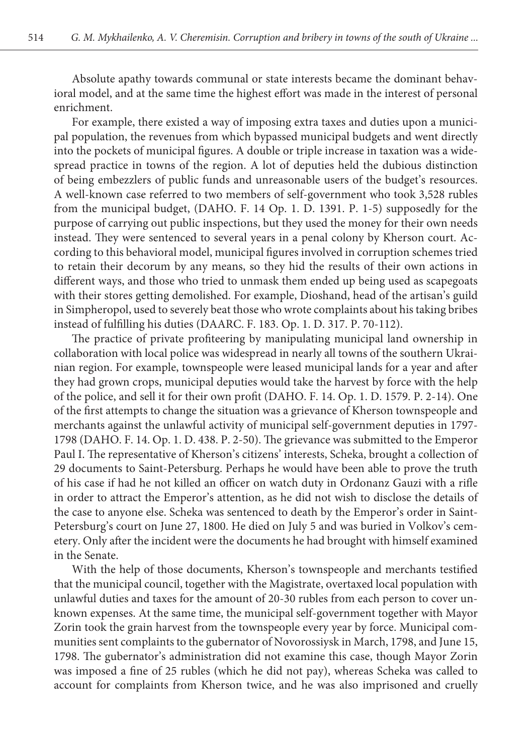Absolute apathy towards communal or state interests became the dominant behavioral model, and at the same time the highest effort was made in the interest of personal enrichment.

For example, there existed a way of imposing extra taxes and duties upon a municipal population, the revenues from which bypassed municipal budgets and went directly into the pockets of municipal figures. A double or triple increase in taxation was a widespread practice in towns of the region. A lot of deputies held the dubious distinction of being embezzlers of public funds and unreasonable users of the budget's resources. A well-known case referred to two members of self-government who took 3,528 rubles from the municipal budget, (DAHO. F. 14 Op. 1. D. 1391. P. 1-5) supposedly for the purpose of carrying out public inspections, but they used the money for their own needs instead. They were sentenced to several years in a penal colony by Kherson court. According to this behavioral model, municipal figures involved in corruption schemes tried to retain their decorum by any means, so they hid the results of their own actions in different ways, and those who tried to unmask them ended up being used as scapegoats with their stores getting demolished. For example, Dioshand, head of the artisan's guild in Simpheropol, used to severely beat those who wrote complaints about his taking bribes instead of fulfilling his duties (DAARC. F. 183. Op. 1. D. 317. P. 70-112).

The practice of private profiteering by manipulating municipal land ownership in collaboration with local police was widespread in nearly all towns of the southern Ukrainian region. For example, townspeople were leased municipal lands for a year and after they had grown crops, municipal deputies would take the harvest by force with the help of the police, and sell it for their own profit (DAHO. F. 14. Op. 1. D. 1579. P. 2-14). One of the first attempts to change the situation was a grievance of Kherson townspeople and merchants against the unlawful activity of municipal self-government deputies in 1797-1798 (DAHO. F. 14. Op. 1. D. 438. P. 2-50). The grievance was submitted to the Emperor Paul I. The representative of Kherson's citizens' interests, Scheka, brought a collection of 29 documents to Saint-Petersburg. Perhaps he would have been able to prove the truth of his case if had he not killed an officer on watch duty in Ordonanz Gauzi with a rifle in order to attract the Emperor's attention, as he did not wish to disclose the details of the case to anyone else. Scheka was sentenced to death by the Emperor's order in Saint-Petersburg's court on June 27, 1800. He died on July 5 and was buried in Volkov's cemetery. Only after the incident were the documents he had brought with himself examined in the Senate.

With the help of those documents, Kherson's townspeople and merchants testified that the municipal council, together with the Magistrate, overtaxed local population with unlawful duties and taxes for the amount of 20-30 rubles from each person to cover unknown expenses. At the same time, the municipal self-government together with Mayor Zorin took the grain harvest from the townspeople every year by force. Municipal communities sent complaints to the gubernator of Novorossiysk in March, 1798, and June 15, 1798. The gubernator's administration did not examine this case, though Mayor Zorin was imposed a fine of 25 rubles (which he did not pay), whereas Scheka was called to account for complaints from Kherson twice, and he was also imprisoned and cruelly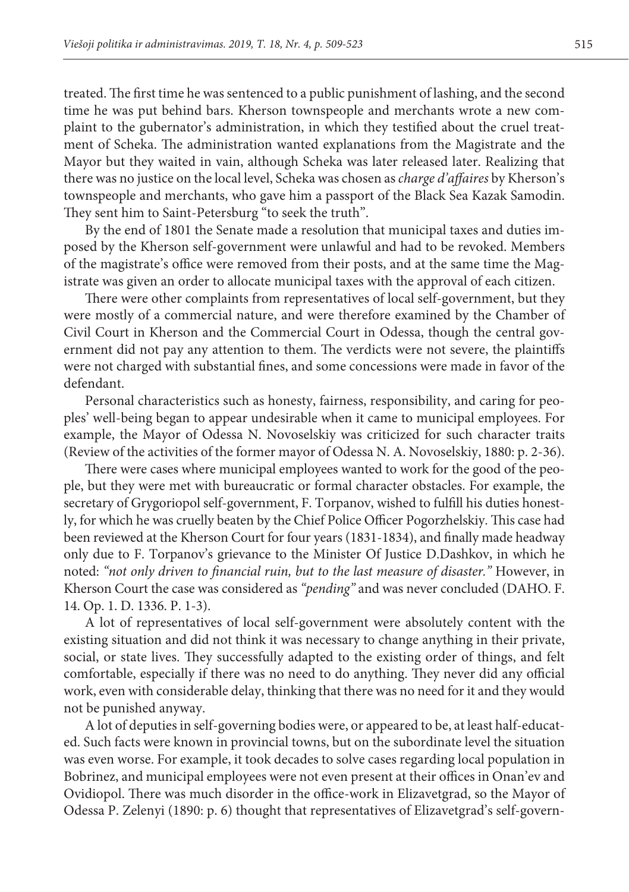treated. The first time he was sentenced to a public punishment of lashing, and the second time he was put behind bars. Kherson townspeople and merchants wrote a new complaint to the gubernator's administration, in which they testified about the cruel treatment of Scheka. The administration wanted explanations from the Magistrate and the Mayor but they waited in vain, although Scheka was later released later. Realizing that there was no justice on the local level, Scheka was chosen as *charge d'affaires* by Kherson's townspeople and merchants, who gave him a passport of the Black Sea Kazak Samodin. They sent him to Saint-Petersburg "to seek the truth".

By the end of 1801 the Senate made a resolution that municipal taxes and duties imposed by the Kherson self-government were unlawful and had to be revoked. Members of the magistrate's office were removed from their posts, and at the same time the Magistrate was given an order to allocate municipal taxes with the approval of each citizen.

There were other complaints from representatives of local self-government, but they were mostly of a commercial nature, and were therefore examined by the Chamber of Civil Court in Kherson and the Commercial Court in Odessa, though the central government did not pay any attention to them. The verdicts were not severe, the plaintiffs were not charged with substantial fines, and some concessions were made in favor of the defendant.

Personal characteristics such as honesty, fairness, responsibility, and caring for peoples' well-being began to appear undesirable when it came to municipal employees. For example, the Mayor of Odessa N. Novoselskiy was criticized for such character traits (Review of the activities of the former mayor of Odessa N. A. Novoselskiy, 1880: p. 2-36).

There were cases where municipal employees wanted to work for the good of the people, but they were met with bureaucratic or formal character obstacles. For example, the secretary of Grygoriopol self-government, F. Torpanov, wished to fulfill his duties honestly, for which he was cruelly beaten by the Chief Police Officer Pogorzhelskiy. This case had been reviewed at the Kherson Court for four years (1831-1834), and finally made headway only due to F. Torpanov's grievance to the Minister Of Justice D.Dashkov, in which he noted: *"not only driven to financial ruin, but to the last measure of disaster."* However, in Kherson Court the case was considered as *"pending"* and was never concluded (DAHO. F. 14. Op. 1. D. 1336. P. 1-3).

A lot of representatives of local self-government were absolutely content with the existing situation and did not think it was necessary to change anything in their private, social, or state lives. They successfully adapted to the existing order of things, and felt comfortable, especially if there was no need to do anything. They never did any official work, even with considerable delay, thinking that there was no need for it and they would not be punished anyway.

A lot of deputies in self-governing bodies were, or appeared to be, at least half-educated. Such facts were known in provincial towns, but on the subordinate level the situation was even worse. For example, it took decades to solve cases regarding local population in Bobrinez, and municipal employees were not even present at their offices in Onan'ev and Ovidiopol. There was much disorder in the office-work in Elizavetgrad, so the Mayor of Odessa P. Zelenyi (1890: p. 6) thought that representatives of Elizavetgrad's self-govern-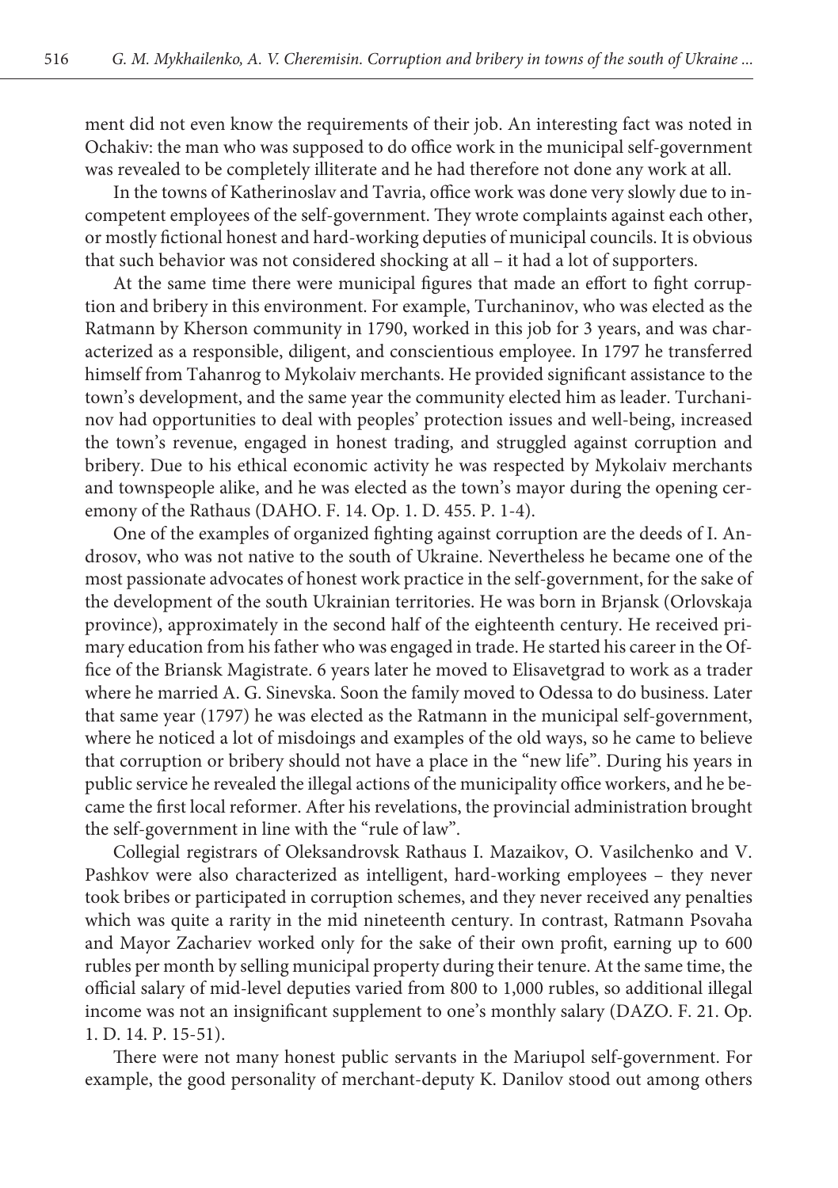ment did not even know the requirements of their job. An interesting fact was noted in Ochakiv: the man who was supposed to do office work in the municipal self-government was revealed to be completely illiterate and he had therefore not done any work at all.

In the towns of Katherinoslav and Tavria, office work was done very slowly due to incompetent employees of the self-government. They wrote complaints against each other, or mostly fictional honest and hard-working deputies of municipal councils. It is obvious that such behavior was not considered shocking at all – it had a lot of supporters.

At the same time there were municipal figures that made an effort to fight corruption and bribery in this environment. For example, Turchaninov, who was elected as the Ratmann by Kherson community in 1790, worked in this job for 3 years, and was characterized as a responsible, diligent, and conscientious employee. In 1797 he transferred himself from Tahanrog to Mykolaiv merchants. He provided significant assistance to the town's development, and the same year the community elected him as leader. Turchaninov had opportunities to deal with peoples' protection issues and well-being, increased the town's revenue, engaged in honest trading, and struggled against corruption and bribery. Due to his ethical economic activity he was respected by Mykolaiv merchants and townspeople alike, and he was elected as the town's mayor during the opening ceremony of the Rathaus (DAHO. F. 14. Op. 1. D. 455. P. 1-4).

One of the examples of organized fighting against corruption are the deeds of I. Androsov, who was not native to the south of Ukraine. Nevertheless he became one of the most passionate advocates of honest work practice in the self-government, for the sake of the development of the south Ukrainian territories. He was born in Brjansk (Orlovskaja province), approximately in the second half of the eighteenth century. He received primary education from his father who was engaged in trade. He started his career in the Office of the Briansk Magistrate. 6 years later he moved to Elisavetgrad to work as a trader where he married A. G. Sinevska. Soon the family moved to Odessa to do business. Later that same year (1797) he was elected as the Ratmann in the municipal self-government, where he noticed a lot of misdoings and examples of the old ways, so he came to believe that corruption or bribery should not have a place in the "new life". During his years in public service he revealed the illegal actions of the municipality office workers, and he became the first local reformer. After his revelations, the provincial administration brought the self-government in line with the "rule of law".

Collegial registrars of Oleksandrovsk Rathaus I. Mazaikov, O. Vasilchenko and V. Pashkov were also characterized as intelligent, hard-working employees – they never took bribes or participated in corruption schemes, and they never received any penalties which was quite a rarity in the mid nineteenth century. In contrast, Ratmann Psovaha and Mayor Zachariev worked only for the sake of their own profit, earning up to 600 rubles per month by selling municipal property during their tenure. At the same time, the official salary of mid-level deputies varied from 800 to 1,000 rubles, so additional illegal income was not an insignificant supplement to one's monthly salary (DAZO. F. 21. Op. 1. D. 14. P. 15-51).

There were not many honest public servants in the Mariupol self-government. For example, the good personality of merchant-deputy K. Danilov stood out among others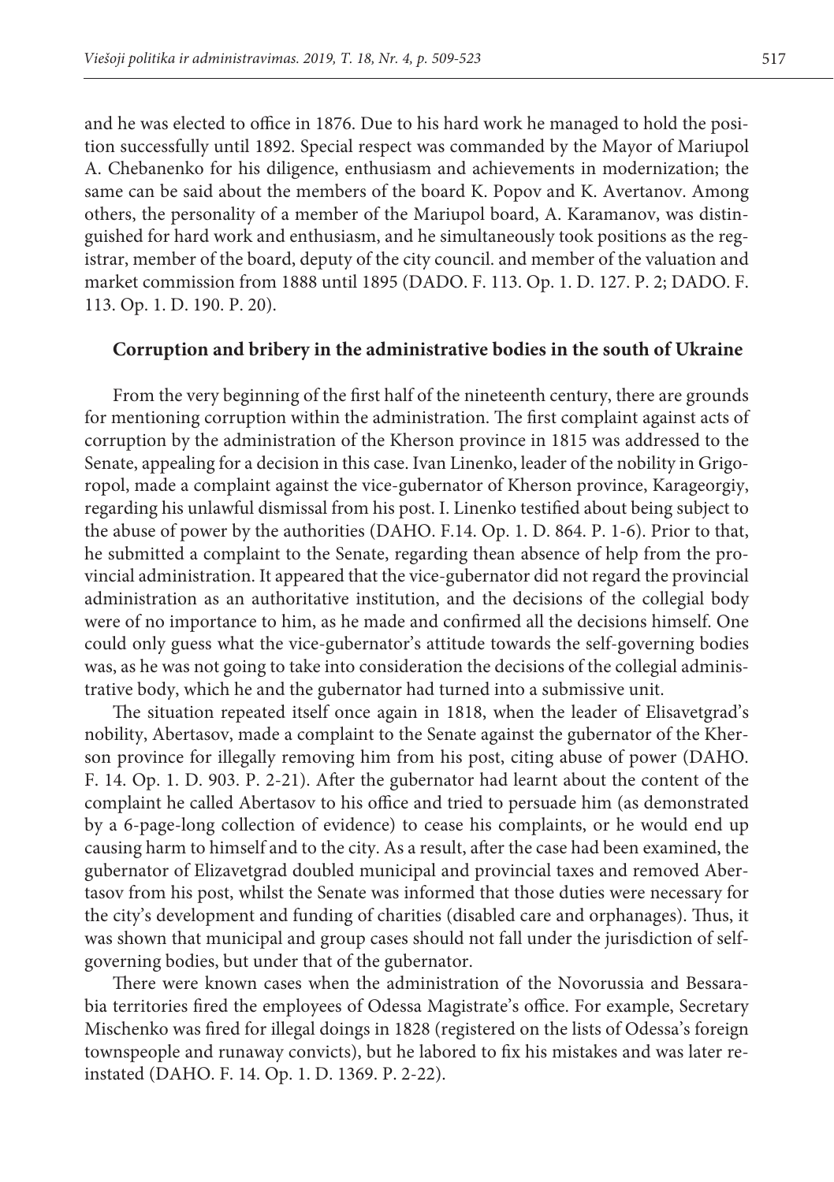and he was elected to office in 1876. Due to his hard work he managed to hold the position successfully until 1892. Special respect was commanded by the Mayor of Mariupol A. Chebanenko for his diligence, enthusiasm and achievements in modernization; the same can be said about the members of the board K. Popov and K. Avertanov. Among others, the personality of a member of the Mariupol board, A. Karamanov, was distinguished for hard work and enthusiasm, and he simultaneously took positions as the registrar, member of the board, deputy of the city council. and member of the valuation and market commission from 1888 until 1895 (DADO. F. 113. Op. 1. D. 127. P. 2; DADO. F. 113. Op. 1. D. 190. P. 20).

## Corruption and bribery in the administrative bodies in the south of Ukraine

From the very beginning of the first half of the nineteenth century, there are grounds for mentioning corruption within the administration. The first complaint against acts of corruption by the administration of the Kherson province in 1815 was addressed to the Senate, appealing for a decision in this case. Ivan Linenko, leader of the nobility in Grigoropol, made a complaint against the vice-gubernator of Kherson province, Karageorgiy, regarding his unlawful dismissal from his post. I. Linenko testified about being subject to the abuse of power by the authorities (DAHO. F.14. Op. 1. D. 864. P. 1-6). Prior to that, he submitted a complaint to the Senate, regarding thean absence of help from the provincial administration. It appeared that the vice-gubernator did not regard the provincial administration as an authoritative institution, and the decisions of the collegial body were of no importance to him, as he made and confirmed all the decisions himself. One could only guess what the vice-gubernator's attitude towards the self-governing bodies was, as he was not going to take into consideration the decisions of the collegial administrative body, which he and the gubernator had turned into a submissive unit.

The situation repeated itself once again in 1818, when the leader of Elisavetgrad's nobility, Abertasov, made a complaint to the Senate against the gubernator of the Kherson province for illegally removing him from his post, citing abuse of power (DAHO. F. 14. Op. 1. D. 903. P. 2-21). After the gubernator had learnt about the content of the complaint he called Abertasov to his office and tried to persuade him (as demonstrated by a 6-page-long collection of evidence) to cease his complaints, or he would end up causing harm to himself and to the city. As a result, after the case had been examined, the gubernator of Elizavetgrad doubled municipal and provincial taxes and removed Abertasov from his post, whilst the Senate was informed that those duties were necessary for the city's development and funding of charities (disabled care and orphanages). Thus, it was shown that municipal and group cases should not fall under the jurisdiction of self-governing bodies, but under that of the gubernator.

There were known cases when the administration of the Novorussia and Bessarabia territories fired the employees of Odessa Magistrate's office. For example, Secretary Mischenko was fired for illegal doings in 1828 (registered on the lists of Odessa's foreign townspeople and runaway convicts), but he labored to fix his mistakes and was later reinstated (DAHO. F. 14. Op. 1. D. 1369. P. 2-22).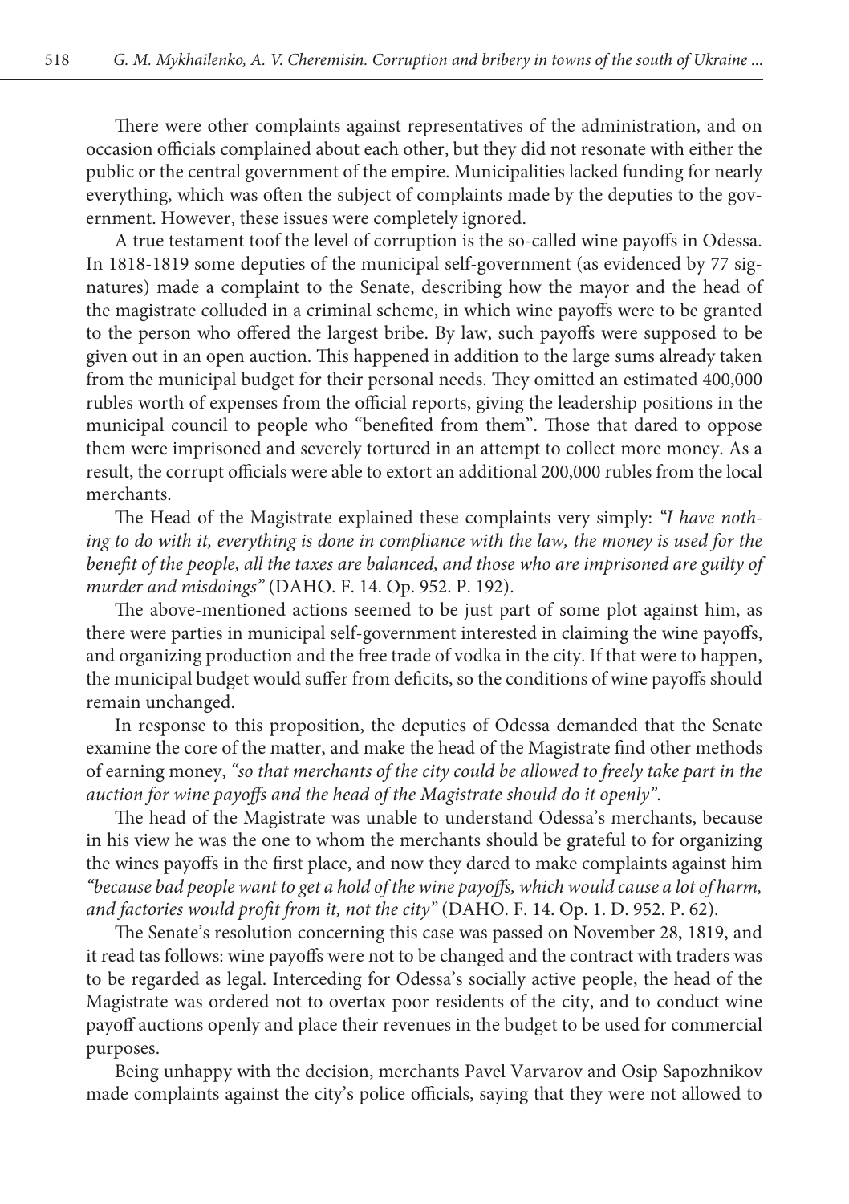There were other complaints against representatives of the administration, and on occasion officials complained about each other, but they did not resonate with either the public or the central government of the empire. Municipalities lacked funding for nearly everything, which was often the subject of complaints made by the deputies to the government. However, these issues were completely ignored.

A true testament toof the level of corruption is the so-called wine payoffs in Odessa. In 1818-1819 some deputies of the municipal self-government (as evidenced by 77 signatures) made a complaint to the Senate, describing how the mayor and the head of the magistrate colluded in a criminal scheme, in which wine payoffs were to be granted to the person who offered the largest bribe. By law, such payoffs were supposed to be given out in an open auction. This happened in addition to the large sums already taken from the municipal budget for their personal needs. They omitted an estimated 400,000 rubles worth of expenses from the official reports, giving the leadership positions in the municipal council to people who "benefited from them". Those that dared to oppose them were imprisoned and severely tortured in an attempt to collect more money. As a result, the corrupt officials were able to extort an additional 200,000 rubles from the local merchants.

The Head of the Magistrate explained these complaints very simply: *"I have nothing to do with it, everything is done in compliance with the law, the money is used for the benefit of the people, all the taxes are balanced, and those who are imprisoned are guilty of murder and misdoings"* (DAHO. F. 14. Op. 952. P. 192).

The above-mentioned actions seemed to be just part of some plot against him, as there were parties in municipal self-government interested in claiming the wine payoffs, and organizing production and the free trade of vodka in the city. If that were to happen, the municipal budget would suffer from deficits, so the conditions of wine payoffs should remain unchanged.

In response to this proposition, the deputies of Odessa demanded that the Senate examine the core of the matter, and make the head of the Magistrate find other methods of earning money, *"so that merchants of the city could be allowed to freely take part in the auction for wine payoffs and the head of the Magistrate should do it openly"*.

The head of the Magistrate was unable to understand Odessa's merchants, because in his view he was the one to whom the merchants should be grateful to for organizing the wines payoffs in the first place, and now they dared to make complaints against him *"because bad people want to get a hold of the wine payoffs, which would cause a lot of harm, and factories would profit from it, not the city"* (DAHO. F. 14. Op. 1. D. 952. P. 62).

The Senate's resolution concerning this case was passed on November 28, 1819, and it read tas follows: wine payoffs were not to be changed and the contract with traders was to be regarded as legal. Interceding for Odessa's socially active people, the head of the Magistrate was ordered not to overtax poor residents of the city, and to conduct wine payoff auctions openly and place their revenues in the budget to be used for commercial purposes.

Being unhappy with the decision, merchants Pavel Varvarov and Osip Sapozhnikov made complaints against the city's police officials, saying that they were not allowed to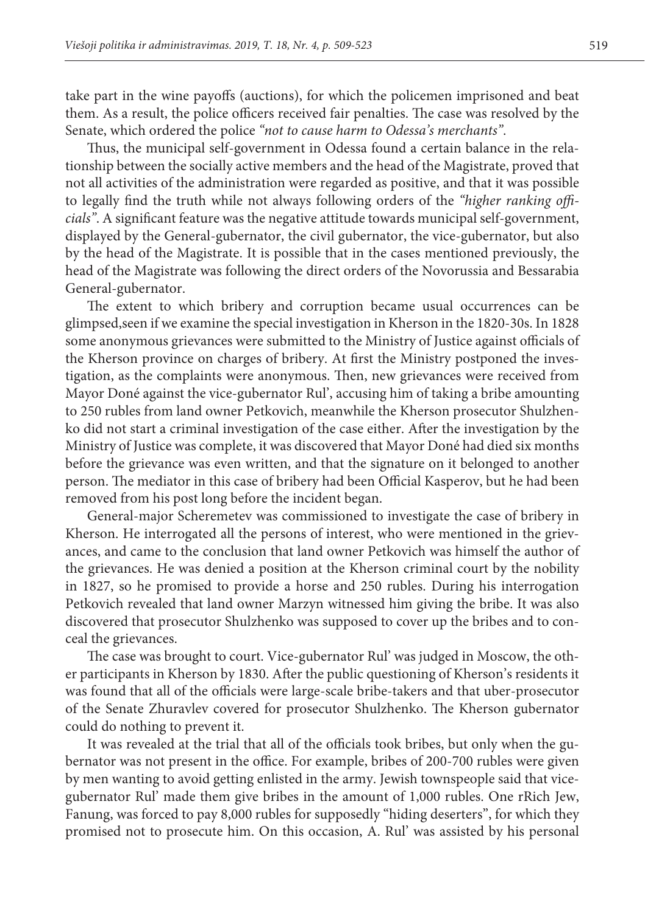take part in the wine payoffs (auctions), for which the policemen imprisoned and beat them. As a result, the police officers received fair penalties. The case was resolved by the Senate, which ordered the police *"not to cause harm to Odessa's merchants"*.

Thus, the municipal self-government in Odessa found a certain balance in the relationship between the socially active members and the head of the Magistrate, proved that not all activities of the administration were regarded as positive, and that it was possible to legally find the truth while not always following orders of the *"higher ranking officials"*. A significant feature was the negative attitude towards municipal self-government, displayed by the General-gubernator, the civil gubernator, the vice-gubernator, but also by the head of the Magistrate. It is possible that in the cases mentioned previously, the head of the Magistrate was following the direct orders of the Novorussia and Bessarabia General-gubernator.

The extent to which bribery and corruption became usual occurrences can be glimpsed,seen if we examine the special investigation in Kherson in the 1820-30s. In 1828 some anonymous grievances were submitted to the Ministry of Justice against officials of the Kherson province on charges of bribery. At first the Ministry postponed the investigation, as the complaints were anonymous. Then, new grievances were received from Mayor Doné against the vice-gubernator Rul', accusing him of taking a bribe amounting to 250 rubles from land owner Petkovich, meanwhile the Kherson prosecutor Shulzhenko did not start a criminal investigation of the case either. After the investigation by the Ministry of Justice was complete, it was discovered that Mayor Doné had died six months before the grievance was even written, and that the signature on it belonged to another person. The mediator in this case of bribery had been Official Kasperov, but he had been removed from his post long before the incident began.

General-major Scheremetev was commissioned to investigate the case of bribery in Kherson. He interrogated all the persons of interest, who were mentioned in the grievances, and came to the conclusion that land owner Petkovich was himself the author of the grievances. He was denied a position at the Kherson criminal court by the nobility in 1827, so he promised to provide a horse and 250 rubles. During his interrogation Petkovich revealed that land owner Marzyn witnessed him giving the bribe. It was also discovered that prosecutor Shulzhenko was supposed to cover up the bribes and to conceal the grievances.

The case was brought to court. Vice-gubernator Rul' was judged in Moscow, the other participants in Kherson by 1830. After the public questioning of Kherson's residents it was found that all of the officials were large-scale bribe-takers and that uber-prosecutor of the Senate Zhuravlev covered for prosecutor Shulzhenko. The Kherson gubernator could do nothing to prevent it.

It was revealed at the trial that all of the officials took bribes, but only when the gubernator was not present in the office. For example, bribes of 200-700 rubles were given by men wanting to avoid getting enlisted in the army. Jewish townspeople said that vice-gubernator Rul' made them give bribes in the amount of 1,000 rubles. One rRich Jew, Fanung, was forced to pay 8,000 rubles for supposedly "hiding deserters", for which they promised not to prosecute him. On this occasion, A. Rul' was assisted by his personal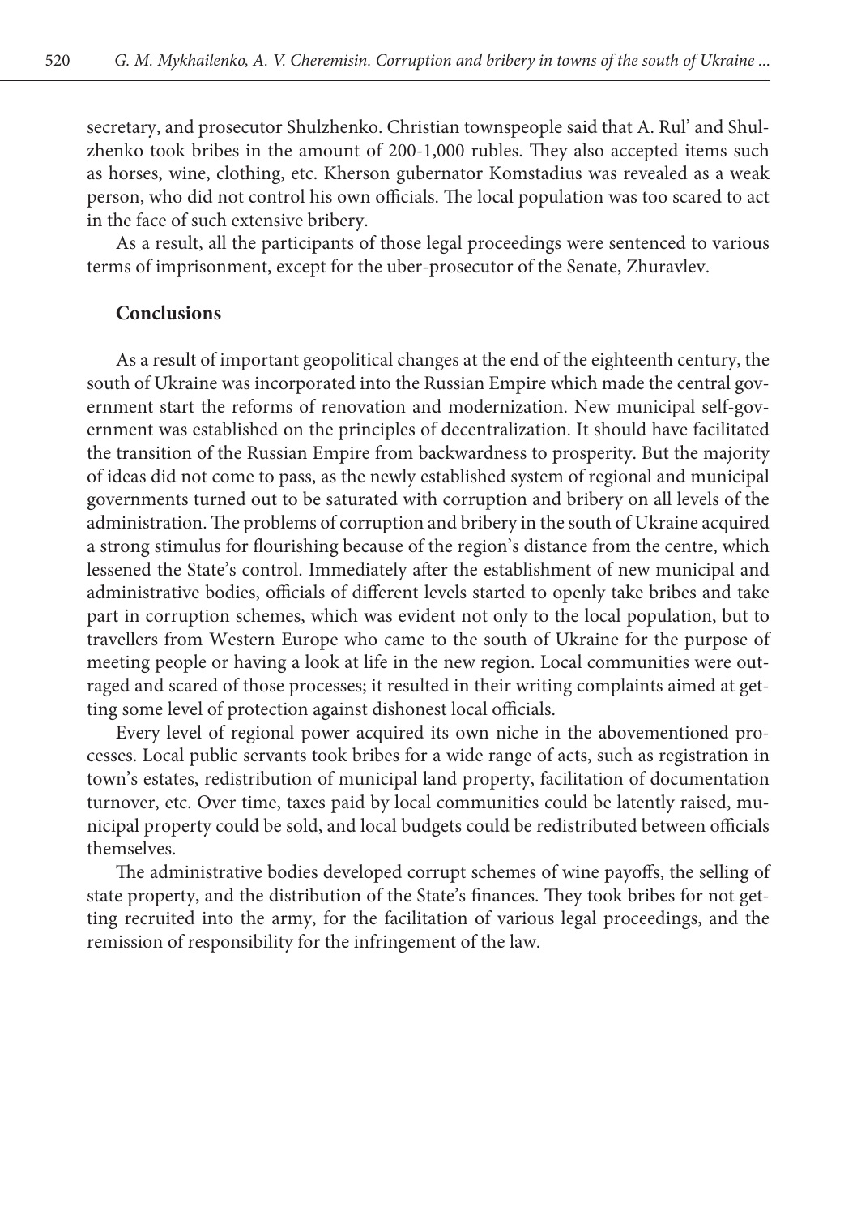secretary, and prosecutor Shulzhenko. Christian townspeople said that A. Rul' and Shulzhenko took bribes in the amount of 200-1,000 rubles. They also accepted items such as horses, wine, clothing, etc. Kherson gubernator Komstadius was revealed as a weak person, who did not control his own officials. The local population was too scared to act in the face of such extensive bribery.

As a result, all the participants of those legal proceedings were sentenced to various terms of imprisonment, except for the uber-prosecutor of the Senate, Zhuravlev.

## Conclusions

As a result of important geopolitical changes at the end of the eighteenth century, the south of Ukraine was incorporated into the Russian Empire which made the central government start the reforms of renovation and modernization. New municipal self-government was established on the principles of decentralization. It should have facilitated the transition of the Russian Empire from backwardness to prosperity. But the majority of ideas did not come to pass, as the newly established system of regional and municipal governments turned out to be saturated with corruption and bribery on all levels of the administration. The problems of corruption and bribery in the south of Ukraine acquired a strong stimulus for flourishing because of the region's distance from the centre, which lessened the State's control. Immediately after the establishment of new municipal and administrative bodies, officials of different levels started to openly take bribes and take part in corruption schemes, which was evident not only to the local population, but to travellers from Western Europe who came to the south of Ukraine for the purpose of meeting people or having a look at life in the new region. Local communities were outraged and scared of those processes; it resulted in their writing complaints aimed at getting some level of protection against dishonest local officials.

Every level of regional power acquired its own niche in the abovementioned processes. Local public servants took bribes for a wide range of acts, such as registration in town's estates, redistribution of municipal land property, facilitation of documentation turnover, etc. Over time, taxes paid by local communities could be latently raised, municipal property could be sold, and local budgets could be redistributed between officials themselves.

The administrative bodies developed corrupt schemes of wine payoffs, the selling of state property, and the distribution of the State's finances. They took bribes for not getting recruited into the army, for the facilitation of various legal proceedings, and the remission of responsibility for the infringement of the law.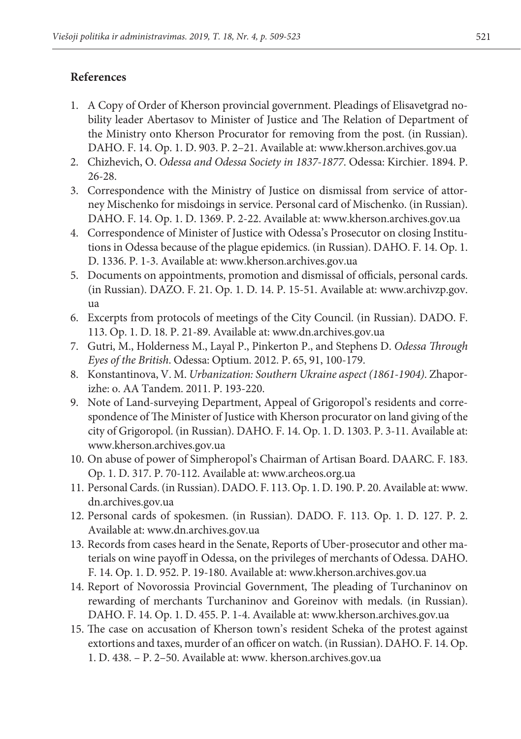## References

1. A Copy of Order of Kherson provincial government. Pleadings of Elisavetgrad nobility leader Abertasov to Minister of Justice and The Relation of Department of the Ministry onto Kherson Procurator for removing from the post. (in Russian). DAHO. F. 14. Op. 1. D. 903. P. 2–21. Available at: www.kherson.archives.gov.ua
2. Chizhevich, O. *Odessa and Odessa Society in 1837-1877*. Odessa: Kirchier. 1894. P. 26-28.
3. Correspondence with the Ministry of Justice on dismissal from service of attorney Mischenko for misdoings in service. Personal card of Mischenko. (in Russian). DAHO. F. 14. Op. 1. D. 1369. P. 2-22. Available at: www.kherson.archives.gov.ua
4. Correspondence of Minister of Justice with Odessa's Prosecutor on closing Institutions in Odessa because of the plague epidemics. (in Russian). DAHO. F. 14. Op. 1. D. 1336. P. 1-3. Available at: www.kherson.archives.gov.ua
5. Documents on appointments, promotion and dismissal of officials, personal cards. (in Russian). DAZO. F. 21. Op. 1. D. 14. P. 15-51. Available at: www.archivzp.gov.ua
6. Excerpts from protocols of meetings of the City Council. (in Russian). DADO. F. 113. Op. 1. D. 18. P. 21-89. Available at: www.dn.archives.gov.ua
7. Gutri, M., Holderness M., Layal P., Pinkerton P., and Stephens D. *Odessa Through Eyes of the British*. Odessa: Optium. 2012. P. 65, 91, 100-179.
8. Konstantinova, V. M. *Urbanization: Southern Ukraine aspect (1861-1904)*. Zhaporizhe: o. AA Tandem. 2011. P. 193-220.
9. Note of Land-surveying Department, Appeal of Grigoropol's residents and correspondence of The Minister of Justice with Kherson procurator on land giving of the city of Grigoropol. (in Russian). DAHO. F. 14. Op. 1. D. 1303. P. 3-11. Available at: www.kherson.archives.gov.ua
10. On abuse of power of Simpheropol's Chairman of Artisan Board. DAARC. F. 183. Op. 1. D. 317. P. 70-112. Available at: www.archeos.org.ua
11. Personal Cards. (in Russian). DADO. F. 113. Op. 1. D. 190. P. 20. Available at: www.dn.archives.gov.ua
12. Personal cards of spokesmen. (in Russian). DADO. F. 113. Op. 1. D. 127. P. 2. Available at: www.dn.archives.gov.ua
13. Records from cases heard in the Senate, Reports of Uber-prosecutor and other materials on wine payoff in Odessa, on the privileges of merchants of Odessa. DAHO. F. 14. Op. 1. D. 952. P. 19-180. Available at: www.kherson.archives.gov.ua
14. Report of Novorossia Provincial Government, The pleading of Turchaninov on rewarding of merchants Turchaninov and Goreinov with medals. (in Russian). DAHO. F. 14. Op. 1. D. 455. P. 1-4. Available at: www.kherson.archives.gov.ua
15. The case on accusation of Kherson town's resident Scheka of the protest against extortions and taxes, murder of an officer on watch. (in Russian). DAHO. F. 14. Op. 1. D. 438. – P. 2–50. Available at: www. kherson.archives.gov.ua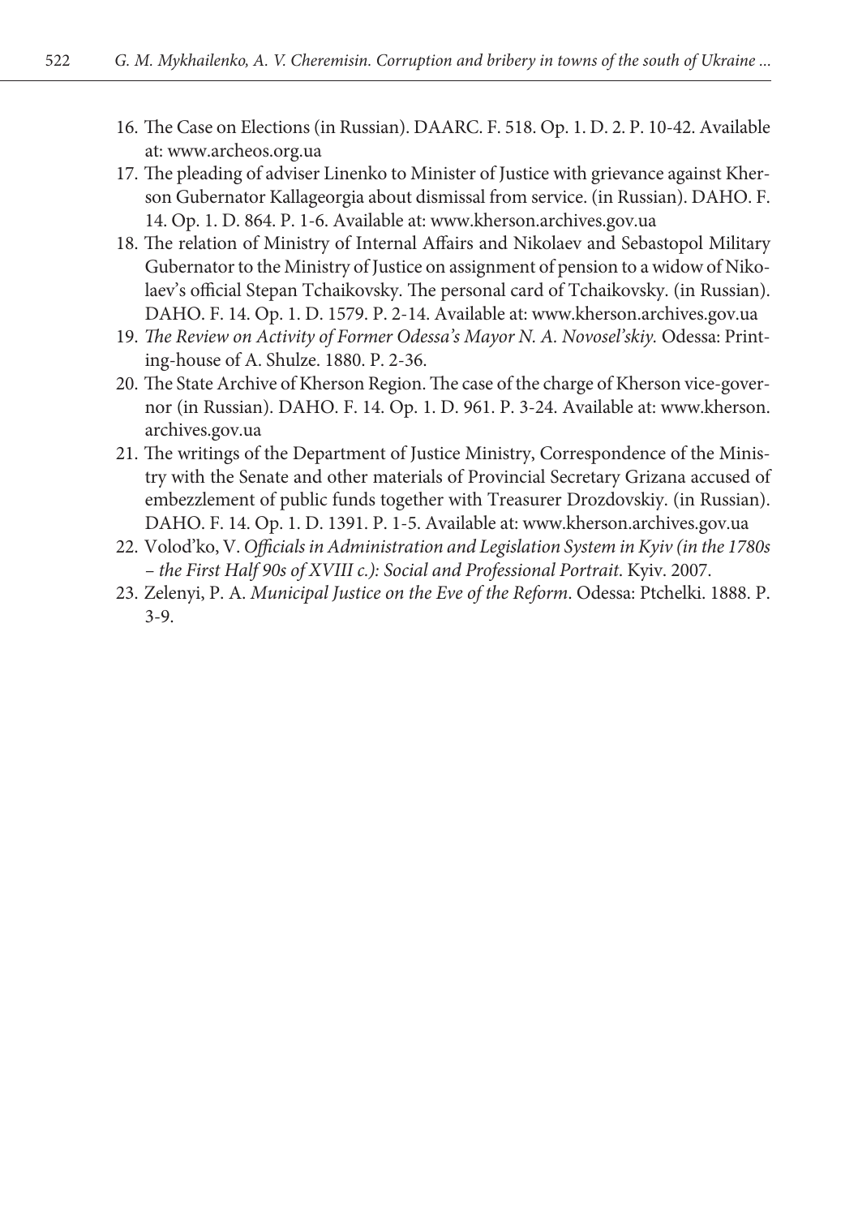16. The Case on Elections (in Russian). DAARC. F. 518. Op. 1. D. 2. P. 10-42. Available at: www.archeos.org.ua
17. The pleading of adviser Linenko to Minister of Justice with grievance against Kherson Gubernator Kallageorgia about dismissal from service. (in Russian). DAHO. F. 14. Op. 1. D. 864. P. 1-6. Available at: www.kherson.archives.gov.ua
18. The relation of Ministry of Internal Affairs and Nikolaev and Sebastopol Military Gubernator to the Ministry of Justice on assignment of pension to a widow of Nikolaev's official Stepan Tchaikovsky. The personal card of Tchaikovsky. (in Russian). DAHO. F. 14. Op. 1. D. 1579. P. 2-14. Available at: www.kherson.archives.gov.ua
19. *The Review on Activity of Former Odessa's Mayor N. A. Novosel'skiy.* Odessa: Printing-house of A. Shulze. 1880. P. 2-36.
20. The State Archive of Kherson Region. The case of the charge of Kherson vice-governor (in Russian). DAHO. F. 14. Op. 1. D. 961. P. 3-24. Available at: www.kherson.archives.gov.ua
21. The writings of the Department of Justice Ministry, Correspondence of the Ministry with the Senate and other materials of Provincial Secretary Grizana accused of embezzlement of public funds together with Treasurer Drozdovskiy. (in Russian). DAHO. F. 14. Op. 1. D. 1391. P. 1-5. Available at: www.kherson.archives.gov.ua
22. Volod'ko, V. *Officials in Administration and Legislation System in Kyiv (in the 1780s – the First Half 90s of XVIII c.): Social and Professional Portrait*. Kyiv. 2007.
23. Zelenyi, P. A. *Municipal Justice on the Eve of the Reform*. Odessa: Ptchelki. 1888. P. 3-9.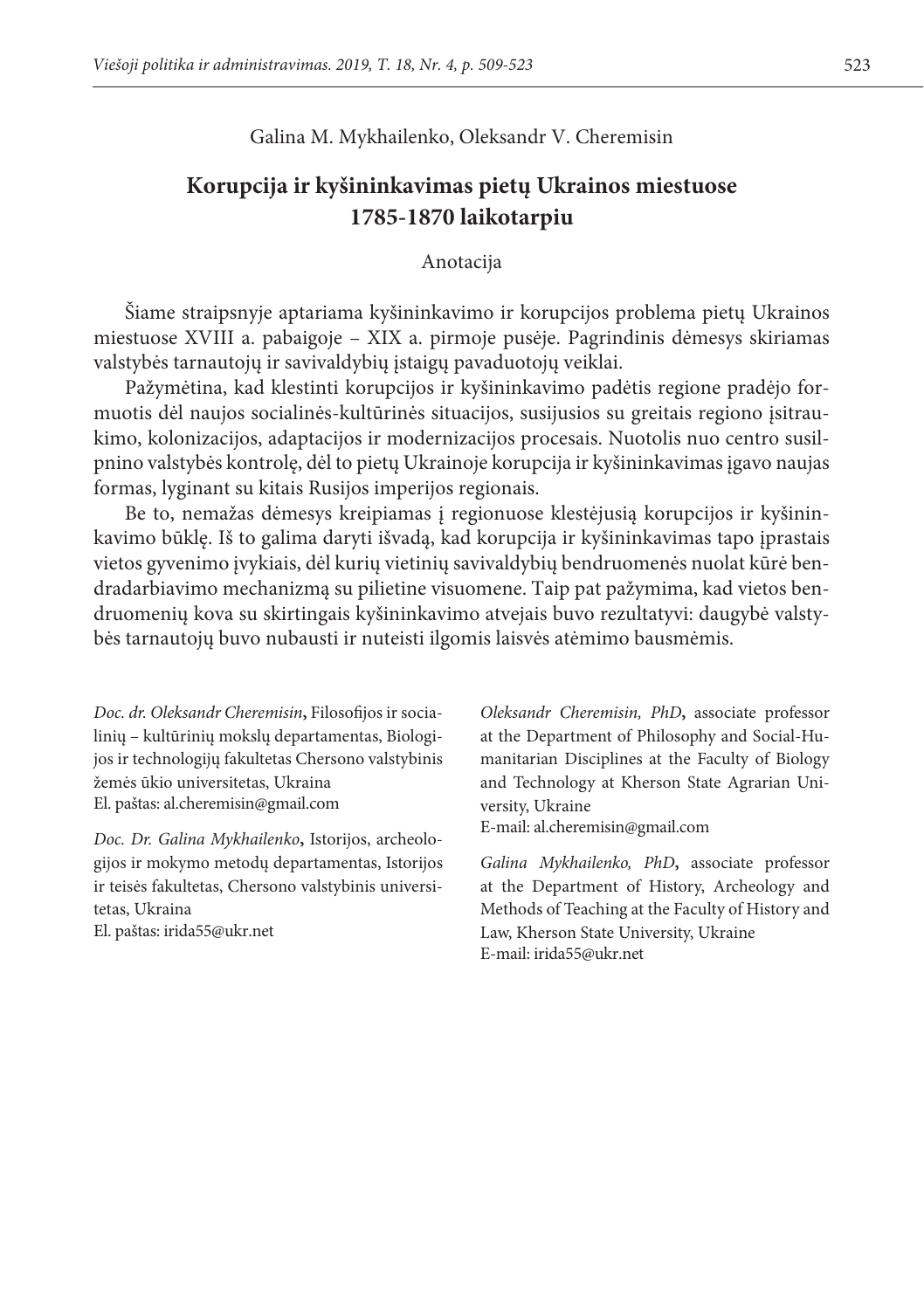Galina M. Mykhailenko, Oleksandr V. Cheremisin

# Korupcija ir kyšininkavimas pietų Ukrainos miestuose 1785-1870 laikotarpiu

## Anotacija

Šiame straipsnyje aptariama kyšininkavimo ir korupcijos problema pietų Ukrainos miestuose XVIII a. pabaigoje – XIX a. pirmoje pusėje. Pagrindinis dėmesys skiriamas valstybės tarnautojų ir savivaldybių įstaigų pavaduotojų veiklai.

Pažymėtina, kad klestinti korupcijos ir kyšininkavimo padėtis regione pradėjo formuotis dėl naujos socialinės-kultūrinės situacijos, susijusios su greitais regiono įsitraukimo, kolonizacijos, adaptacijos ir modernizacijos procesais. Nuotolis nuo centro susilpnino valstybės kontrolę, dėl to pietų Ukrainoje korupcija ir kyšininkavimas įgavo naujas formas, lyginant su kitais Rusijos imperijos regionais.

Be to, nemažas dėmesys kreipiamas į regionuose klestėjusią korupcijos ir kyšininkavimo būklę. Iš to galima daryti išvadą, kad korupcija ir kyšininkavimas tapo įprastais vietos gyvenimo įvykiais, dėl kurių vietinių savivaldybių bendruomenės nuolat kūrė bendradarbiavimo mechanizmą su pilietine visuomene. Taip pat pažymima, kad vietos bendruomenių kova su skirtingais kyšininkavimo atvejais buvo rezultatyvi: daugybė valstybės tarnautojų buvo nubausti ir nuteisti ilgomis laisvės atėmimo bausmėmis.

*Doc. dr. Oleksandr Cheremisin*, Filosofijos ir socialinių – kultūrinių mokslų departamentas, Biologijos ir technologijų fakultetas Chersono valstybinis žemės ūkio universitetas, Ukraina
El. paštas: al.cheremisin@gmail.com

*Doc. Dr. Galina Mykhailenko*, Istorijos, archeologijos ir mokymo metodų departamentas, Istorijos ir teisės fakultetas, Chersono valstybinis universitetas, Ukraina
El. paštas: irida55@ukr.net

*Oleksandr Cheremisin, PhD*, associate professor at the Department of Philosophy and Social-Humanitarian Disciplines at the Faculty of Biology and Technology at Kherson State Agrarian University, Ukraine
E-mail: al.cheremisin@gmail.com

*Galina Mykhailenko, PhD*, associate professor at the Department of History, Archeology and Methods of Teaching at the Faculty of History and Law, Kherson State University, Ukraine
E-mail: irida55@ukr.net